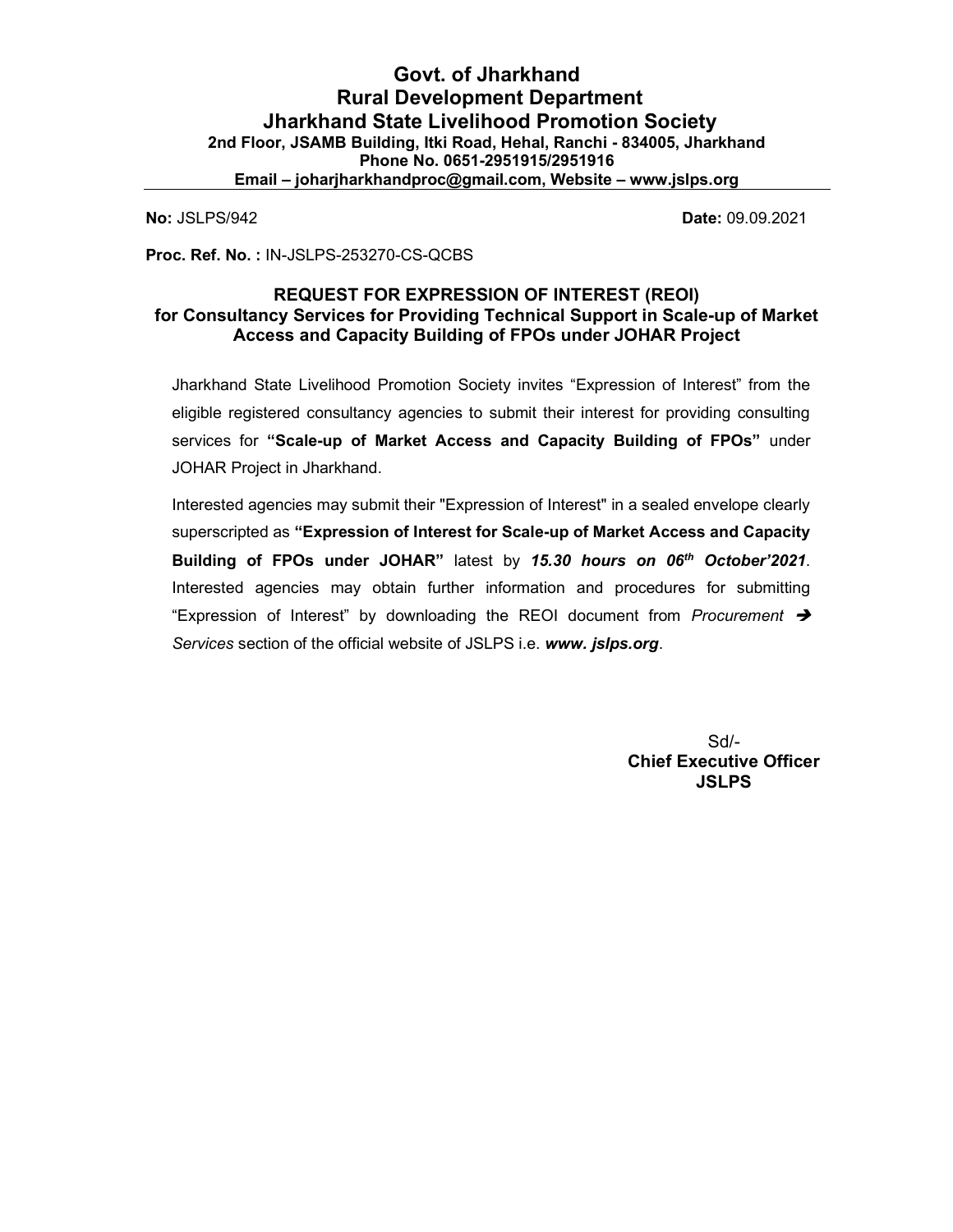# Govt. of Jharkhand
# Rural Development Department
# Jharkhand State Livelihood Promotion Society

**2nd Floor, JSAMB Building, Itki Road, Hehal, Ranchi - 834005, Jharkhand**
**Phone No. 0651-2951915/2951916**
**Email – joharjharkhandproc@gmail.com, Website – www.jslps.org**

---

**No:** JSLPS/942 **Date:** 09.09.2021

**Proc. Ref. No. :** IN-JSLPS-253270-CS-QCBS

## REQUEST FOR EXPRESSION OF INTEREST (REOI)
## for Consultancy Services for Providing Technical Support in Scale-up of Market Access and Capacity Building of FPOs under JOHAR Project

Jharkhand State Livelihood Promotion Society invites "Expression of Interest" from the eligible registered consultancy agencies to submit their interest for providing consulting services for **"Scale-up of Market Access and Capacity Building of FPOs"** under JOHAR Project in Jharkhand.

Interested agencies may submit their "Expression of Interest" in a sealed envelope clearly superscripted as **"Expression of Interest for Scale-up of Market Access and Capacity Building of FPOs under JOHAR"** latest by ***15.30 hours on 06th October'2021***. Interested agencies may obtain further information and procedures for submitting "Expression of Interest" by downloading the REOI document from *Procurement* ➔ *Services* section of the official website of JSLPS i.e. ***www. jslps.org***.

Sd/-
**Chief Executive Officer**
**JSLPS**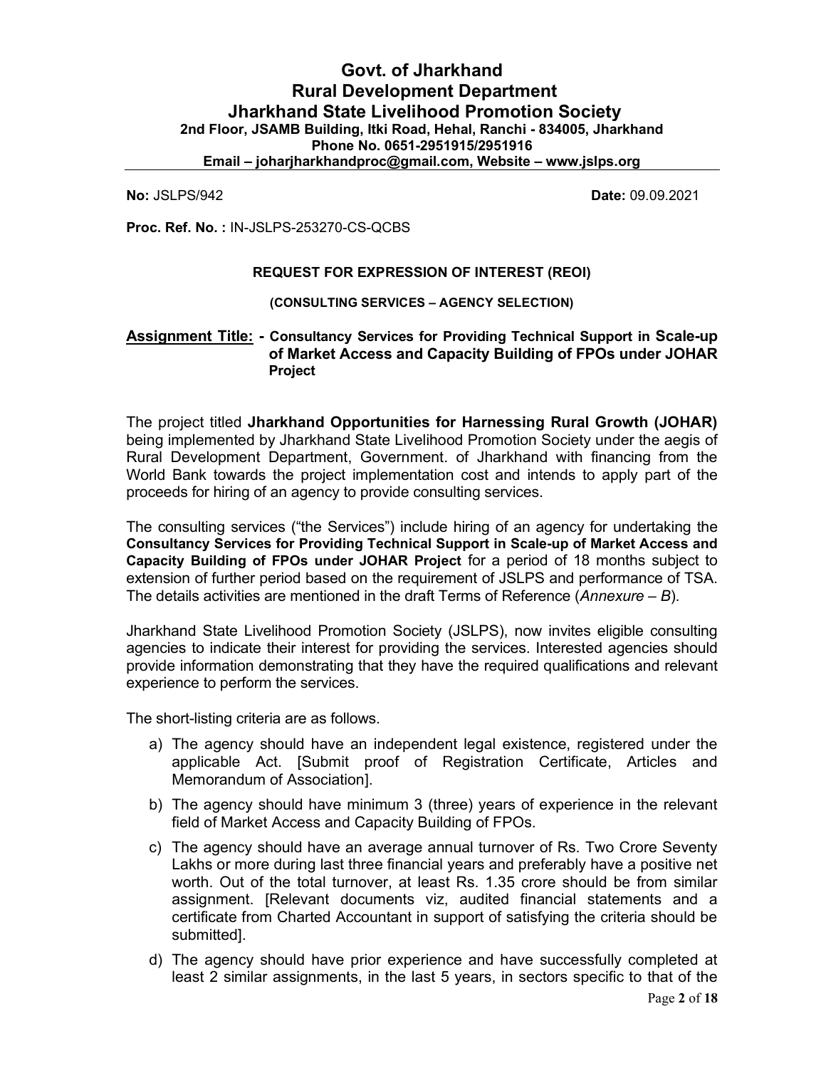# Govt. of Jharkhand
# Rural Development Department
# Jharkhand State Livelihood Promotion Society

**2nd Floor, JSAMB Building, Itki Road, Hehal, Ranchi - 834005, Jharkhand**
**Phone No. 0651-2951915/2951916**
**Email – joharjharkhandproc@gmail.com, Website – www.jslps.org**

---

**No:** JSLPS/942 **Date:** 09.09.2021

**Proc. Ref. No. :** IN-JSLPS-253270-CS-QCBS

**REQUEST FOR EXPRESSION OF INTEREST (REOI)**

**(CONSULTING SERVICES – AGENCY SELECTION)**

**<u>Assignment Title:</u> - Consultancy Services for Providing Technical Support in Scale-up of Market Access and Capacity Building of FPOs under JOHAR Project**

The project titled **Jharkhand Opportunities for Harnessing Rural Growth (JOHAR)** being implemented by Jharkhand State Livelihood Promotion Society under the aegis of Rural Development Department, Government. of Jharkhand with financing from the World Bank towards the project implementation cost and intends to apply part of the proceeds for hiring of an agency to provide consulting services.

The consulting services ("the Services") include hiring of an agency for undertaking the **Consultancy Services for Providing Technical Support in Scale-up of Market Access and Capacity Building of FPOs under JOHAR Project** for a period of 18 months subject to extension of further period based on the requirement of JSLPS and performance of TSA. The details activities are mentioned in the draft Terms of Reference (*Annexure – B*).

Jharkhand State Livelihood Promotion Society (JSLPS), now invites eligible consulting agencies to indicate their interest for providing the services. Interested agencies should provide information demonstrating that they have the required qualifications and relevant experience to perform the services.

The short-listing criteria are as follows.

a) The agency should have an independent legal existence, registered under the applicable Act. [Submit proof of Registration Certificate, Articles and Memorandum of Association].

b) The agency should have minimum 3 (three) years of experience in the relevant field of Market Access and Capacity Building of FPOs.

c) The agency should have an average annual turnover of Rs. Two Crore Seventy Lakhs or more during last three financial years and preferably have a positive net worth. Out of the total turnover, at least Rs. 1.35 crore should be from similar assignment. [Relevant documents viz, audited financial statements and a certificate from Charted Accountant in support of satisfying the criteria should be submitted].

d) The agency should have prior experience and have successfully completed at least 2 similar assignments, in the last 5 years, in sectors specific to that of the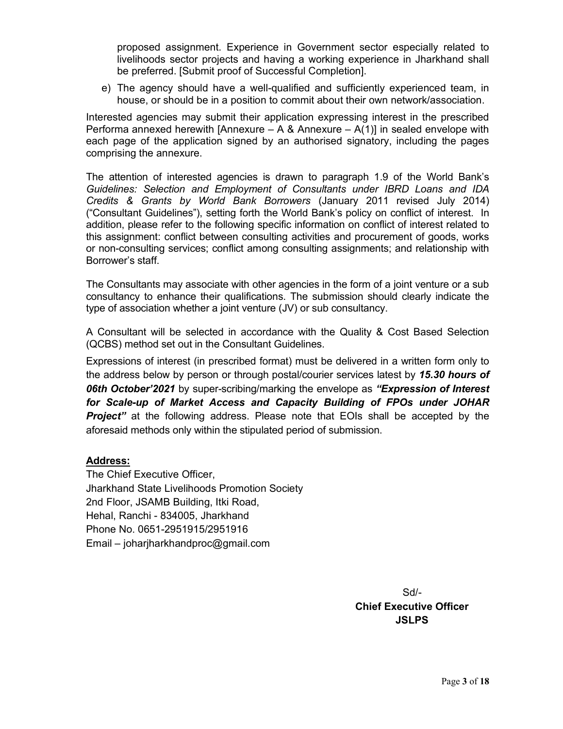proposed assignment. Experience in Government sector especially related to livelihoods sector projects and having a working experience in Jharkhand shall be preferred. [Submit proof of Successful Completion].

e) The agency should have a well-qualified and sufficiently experienced team, in house, or should be in a position to commit about their own network/association.

Interested agencies may submit their application expressing interest in the prescribed Performa annexed herewith [Annexure – A & Annexure – A(1)] in sealed envelope with each page of the application signed by an authorised signatory, including the pages comprising the annexure.

The attention of interested agencies is drawn to paragraph 1.9 of the World Bank's *Guidelines: Selection and Employment of Consultants under IBRD Loans and IDA Credits & Grants by World Bank Borrowers* (January 2011 revised July 2014) ("Consultant Guidelines"), setting forth the World Bank's policy on conflict of interest. In addition, please refer to the following specific information on conflict of interest related to this assignment: conflict between consulting activities and procurement of goods, works or non-consulting services; conflict among consulting assignments; and relationship with Borrower's staff.

The Consultants may associate with other agencies in the form of a joint venture or a sub consultancy to enhance their qualifications. The submission should clearly indicate the type of association whether a joint venture (JV) or sub consultancy.

A Consultant will be selected in accordance with the Quality & Cost Based Selection (QCBS) method set out in the Consultant Guidelines.

Expressions of interest (in prescribed format) must be delivered in a written form only to the address below by person or through postal/courier services latest by ***15.30 hours of 06th October'2021*** by super-scribing/marking the envelope as ***"Expression of Interest for Scale-up of Market Access and Capacity Building of FPOs under JOHAR Project"*** at the following address. Please note that EOIs shall be accepted by the aforesaid methods only within the stipulated period of submission.

**Address:**

The Chief Executive Officer,
Jharkhand State Livelihoods Promotion Society
2nd Floor, JSAMB Building, Itki Road,
Hehal, Ranchi - 834005, Jharkhand
Phone No. 0651-2951915/2951916
Email – joharjharkhandproc@gmail.com

Sd/-
**Chief Executive Officer**
**JSLPS**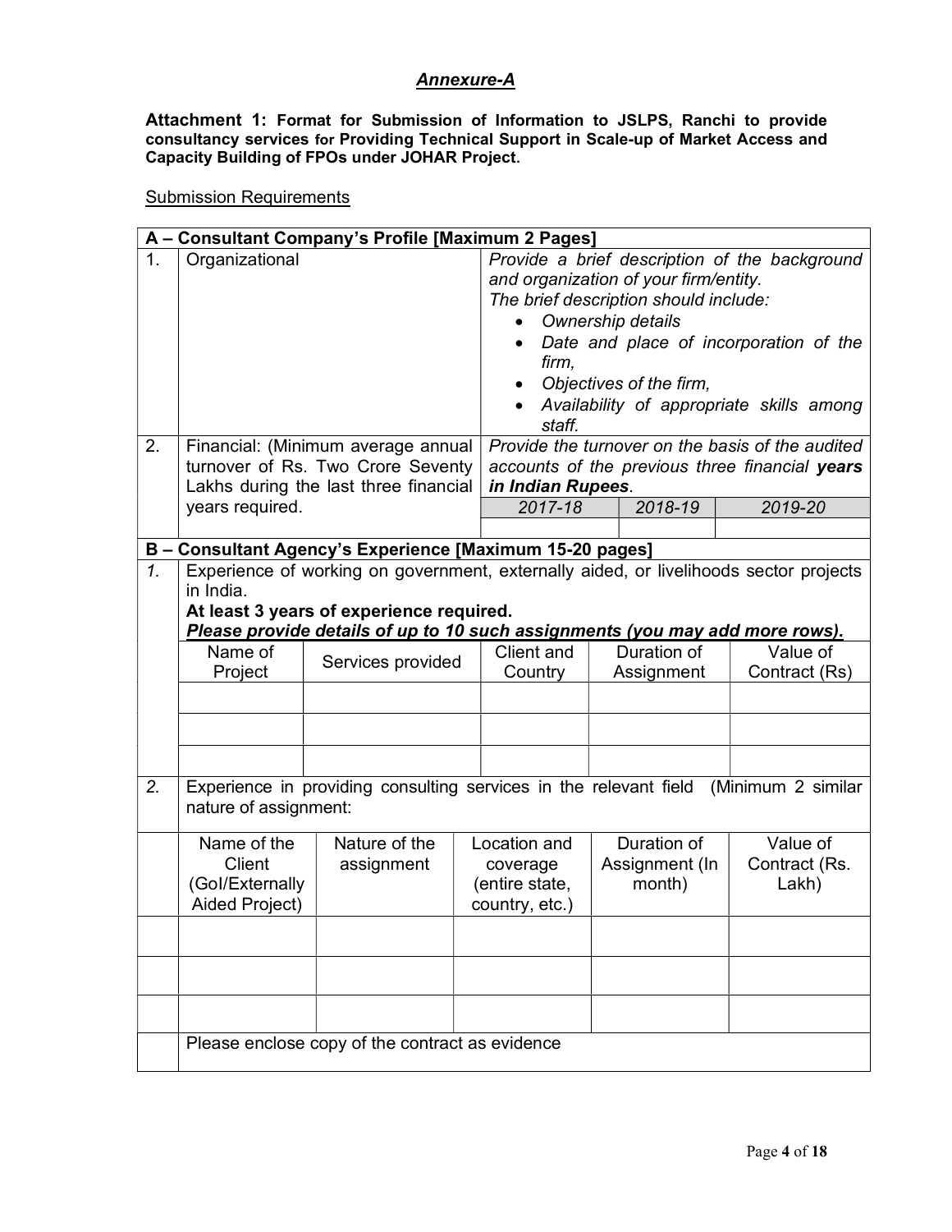# ***Annexure-A***

**Attachment 1: Format for Submission of Information to JSLPS, Ranchi to provide consultancy services for Providing Technical Support in Scale-up of Market Access and Capacity Building of FPOs under JOHAR Project.**

Submission Requirements

| **A – Consultant Company's Profile [Maximum 2 Pages]** | | | | |
|---|---|---|---|---|
| 1. | Organizational | *Provide a brief description of the background and organization of your firm/entity.*<br>*The brief description should include:*<br>• *Ownership details*<br>• *Date and place of incorporation of the firm,*<br>• *Objectives of the firm,*<br>• *Availability of appropriate skills among staff.* | | |
| 2. | Financial: (Minimum average annual turnover of Rs. Two Crore Seventy Lakhs during the last three financial years required. | *Provide the turnover on the basis of the audited accounts of the previous three financial **years in Indian Rupees**.* | | |
| | | *2017-18* | *2018-19* | *2019-20* |
| | | | | |

| **B – Consultant Agency's Experience [Maximum 15-20 pages]** | | | | | |
|---|---|---|---|---|---|
| *1.* | Experience of working on government, externally aided, or livelihoods sector projects in India.<br>**At least 3 years of experience required.**<br>***Please provide details of up to 10 such assignments (you may add more rows).*** | | | | |
| | Name of Project | Services provided | Client and Country | Duration of Assignment | Value of Contract (Rs) |
| | | | | | |
| | | | | | |
| | | | | | |
| *2.* | Experience in providing consulting services in the relevant field (Minimum 2 similar nature of assignment: | | | | |
| | Name of the Client (GoI/Externally Aided Project) | Nature of the assignment | Location and coverage (entire state, country, etc.) | Duration of Assignment (In month) | Value of Contract (Rs. Lakh) |
| | | | | | |
| | | | | | |
| | | | | | |
| | Please enclose copy of the contract as evidence | | | | |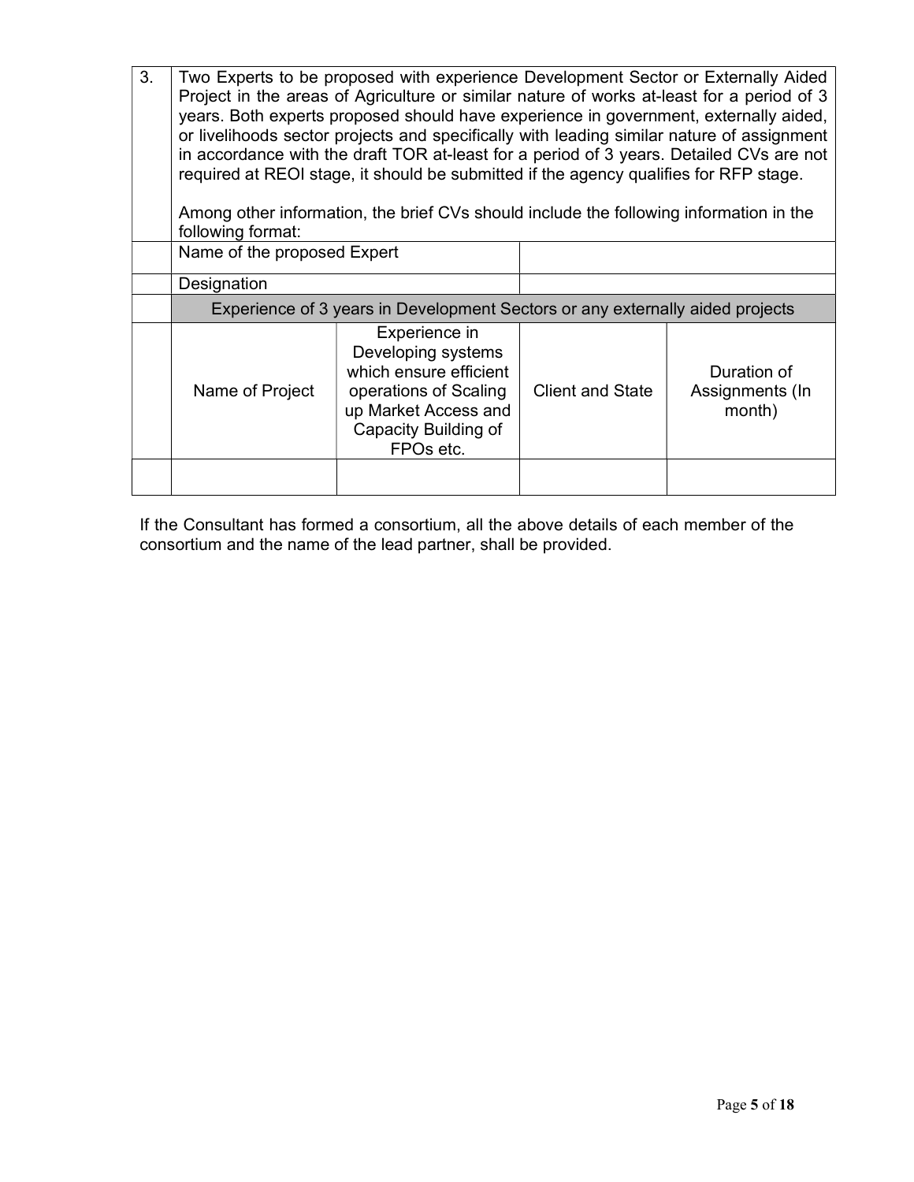| 3. | Two Experts to be proposed with experience Development Sector or Externally Aided Project in the areas of Agriculture or similar nature of works at-least for a period of 3 years. Both experts proposed should have experience in government, externally aided, or livelihoods sector projects and specifically with leading similar nature of assignment in accordance with the draft TOR at-least for a period of 3 years. Detailed CVs are not required at REOI stage, it should be submitted if the agency qualifies for RFP stage.<br><br>Among other information, the brief CVs should include the following information in the following format: | | | |
|---|---|---|---|---|
| | Name of the proposed Expert | | | |
| | Designation | | | |
| | Experience of 3 years in Development Sectors or any externally aided projects | | | |
| | Name of Project | Experience in Developing systems which ensure efficient operations of Scaling up Market Access and Capacity Building of FPOs etc. | Client and State | Duration of Assignments (In month) |
| | | | | |

If the Consultant has formed a consortium, all the above details of each member of the consortium and the name of the lead partner, shall be provided.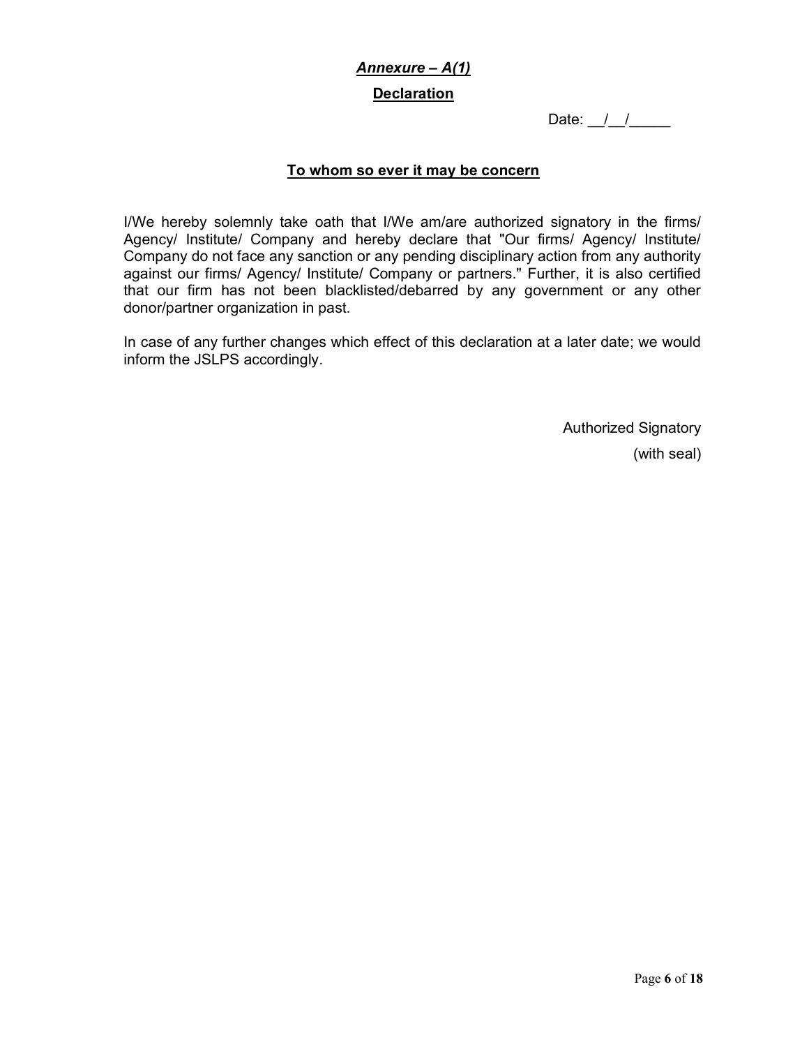***Annexure – A(1)***

**Declaration**

Date: __/__/_____

**To whom so ever it may be concern**

I/We hereby solemnly take oath that I/We am/are authorized signatory in the firms/ Agency/ Institute/ Company and hereby declare that "Our firms/ Agency/ Institute/ Company do not face any sanction or any pending disciplinary action from any authority against our firms/ Agency/ Institute/ Company or partners." Further, it is also certified that our firm has not been blacklisted/debarred by any government or any other donor/partner organization in past.

In case of any further changes which effect of this declaration at a later date; we would inform the JSLPS accordingly.

Authorized Signatory

(with seal)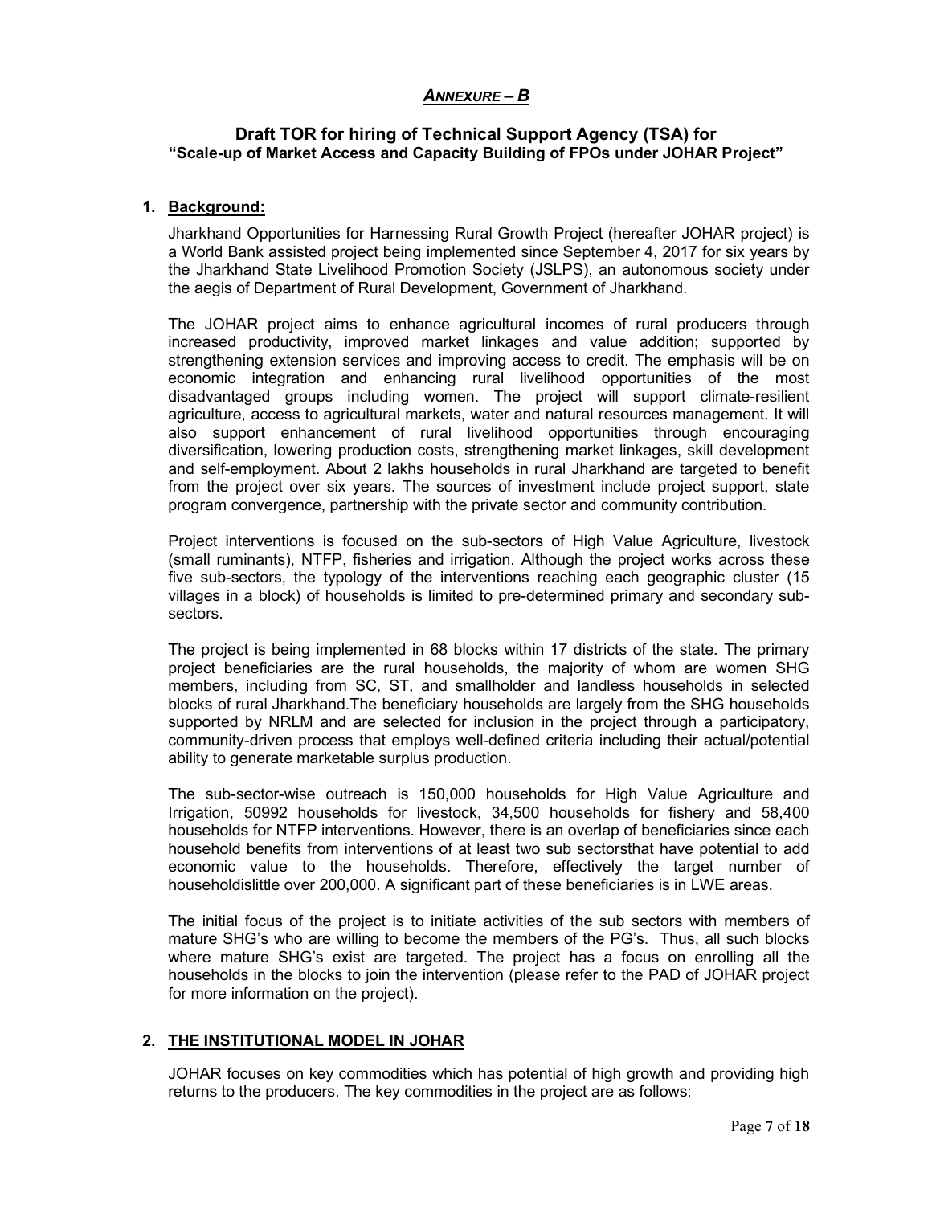## *ANNEXURE – B*

### Draft TOR for hiring of Technical Support Agency (TSA) for "Scale-up of Market Access and Capacity Building of FPOs under JOHAR Project"

**1. Background:**

Jharkhand Opportunities for Harnessing Rural Growth Project (hereafter JOHAR project) is a World Bank assisted project being implemented since September 4, 2017 for six years by the Jharkhand State Livelihood Promotion Society (JSLPS), an autonomous society under the aegis of Department of Rural Development, Government of Jharkhand.

The JOHAR project aims to enhance agricultural incomes of rural producers through increased productivity, improved market linkages and value addition; supported by strengthening extension services and improving access to credit. The emphasis will be on economic integration and enhancing rural livelihood opportunities of the most disadvantaged groups including women. The project will support climate-resilient agriculture, access to agricultural markets, water and natural resources management. It will also support enhancement of rural livelihood opportunities through encouraging diversification, lowering production costs, strengthening market linkages, skill development and self-employment. About 2 lakhs households in rural Jharkhand are targeted to benefit from the project over six years. The sources of investment include project support, state program convergence, partnership with the private sector and community contribution.

Project interventions is focused on the sub-sectors of High Value Agriculture, livestock (small ruminants), NTFP, fisheries and irrigation. Although the project works across these five sub-sectors, the typology of the interventions reaching each geographic cluster (15 villages in a block) of households is limited to pre-determined primary and secondary sub-sectors.

The project is being implemented in 68 blocks within 17 districts of the state. The primary project beneficiaries are the rural households, the majority of whom are women SHG members, including from SC, ST, and smallholder and landless households in selected blocks of rural Jharkhand.The beneficiary households are largely from the SHG households supported by NRLM and are selected for inclusion in the project through a participatory, community-driven process that employs well-defined criteria including their actual/potential ability to generate marketable surplus production.

The sub-sector-wise outreach is 150,000 households for High Value Agriculture and Irrigation, 50992 households for livestock, 34,500 households for fishery and 58,400 households for NTFP interventions. However, there is an overlap of beneficiaries since each household benefits from interventions of at least two sub sectorsthat have potential to add economic value to the households. Therefore, effectively the target number of householdislittle over 200,000. A significant part of these beneficiaries is in LWE areas.

The initial focus of the project is to initiate activities of the sub sectors with members of mature SHG's who are willing to become the members of the PG's. Thus, all such blocks where mature SHG's exist are targeted. The project has a focus on enrolling all the households in the blocks to join the intervention (please refer to the PAD of JOHAR project for more information on the project).

**2. THE INSTITUTIONAL MODEL IN JOHAR**

JOHAR focuses on key commodities which has potential of high growth and providing high returns to the producers. The key commodities in the project are as follows: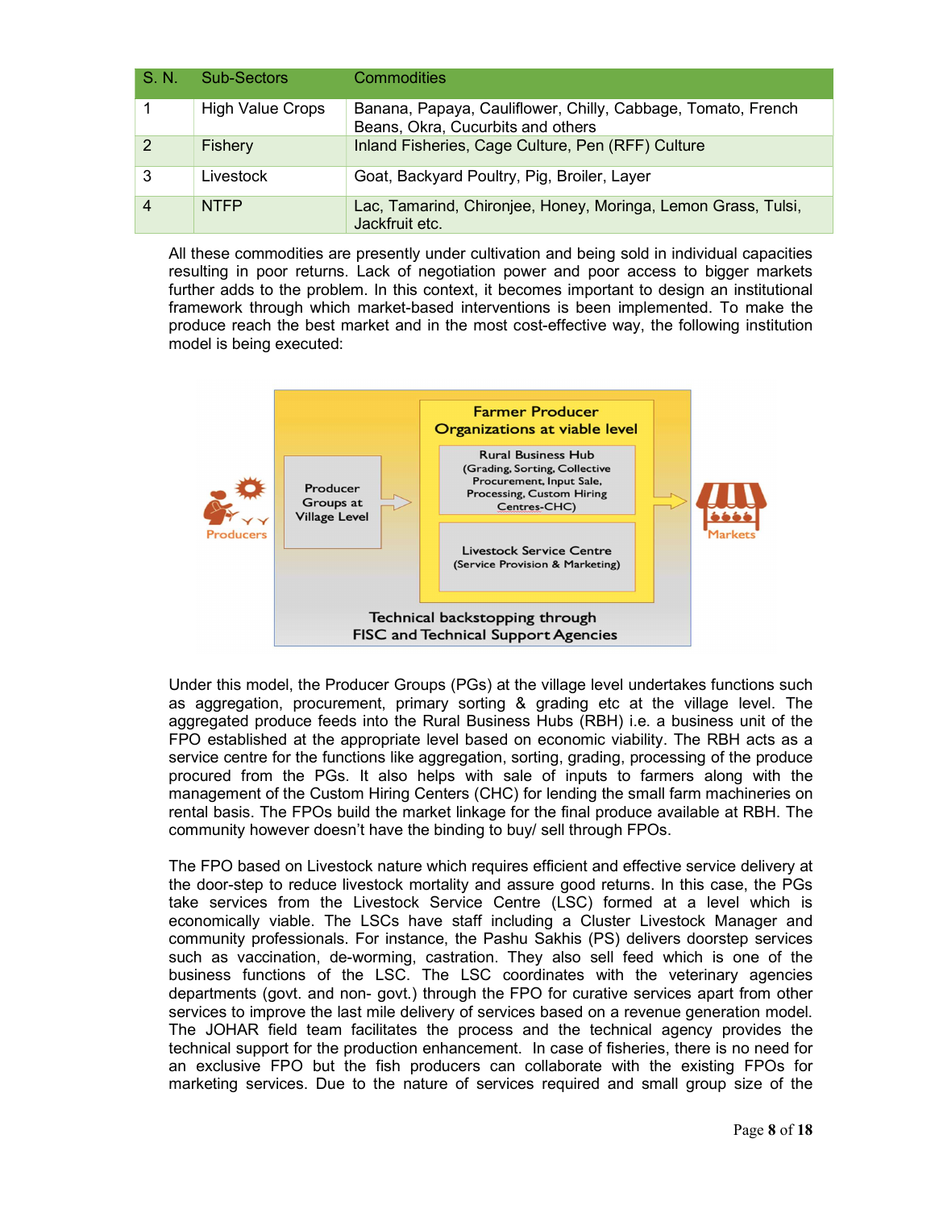| S. N. | Sub-Sectors | Commodities |
|---|---|---|
| 1 | High Value Crops | Banana, Papaya, Cauliflower, Chilly, Cabbage, Tomato, French Beans, Okra, Cucurbits and others |
| 2 | Fishery | Inland Fisheries, Cage Culture, Pen (RFF) Culture |
| 3 | Livestock | Goat, Backyard Poultry, Pig, Broiler, Layer |
| 4 | NTFP | Lac, Tamarind, Chironjee, Honey, Moringa, Lemon Grass, Tulsi, Jackfruit etc. |

All these commodities are presently under cultivation and being sold in individual capacities resulting in poor returns. Lack of negotiation power and poor access to bigger markets further adds to the problem. In this context, it becomes important to design an institutional framework through which market-based interventions is been implemented. To make the produce reach the best market and in the most cost-effective way, the following institution model is being executed:

Producers → Producer Groups at Village Level → Farmer Producer Organizations at viable level [Rural Business Hub (Grading, Sorting, Collective Procurement, Input Sale, Processing, Custom Hiring Centres-CHC); Livestock Service Centre (Service Provision & Marketing)] → Markets

Technical backstopping through FISC and Technical Support Agencies

Under this model, the Producer Groups (PGs) at the village level undertakes functions such as aggregation, procurement, primary sorting & grading etc at the village level. The aggregated produce feeds into the Rural Business Hubs (RBH) i.e. a business unit of the FPO established at the appropriate level based on economic viability. The RBH acts as a service centre for the functions like aggregation, sorting, grading, processing of the produce procured from the PGs. It also helps with sale of inputs to farmers along with the management of the Custom Hiring Centers (CHC) for lending the small farm machineries on rental basis. The FPOs build the market linkage for the final produce available at RBH. The community however doesn't have the binding to buy/ sell through FPOs.

The FPO based on Livestock nature which requires efficient and effective service delivery at the door-step to reduce livestock mortality and assure good returns. In this case, the PGs take services from the Livestock Service Centre (LSC) formed at a level which is economically viable. The LSCs have staff including a Cluster Livestock Manager and community professionals. For instance, the Pashu Sakhis (PS) delivers doorstep services such as vaccination, de-worming, castration. They also sell feed which is one of the business functions of the LSC. The LSC coordinates with the veterinary agencies departments (govt. and non- govt.) through the FPO for curative services apart from other services to improve the last mile delivery of services based on a revenue generation model. The JOHAR field team facilitates the process and the technical agency provides the technical support for the production enhancement. In case of fisheries, there is no need for an exclusive FPO but the fish producers can collaborate with the existing FPOs for marketing services. Due to the nature of services required and small group size of the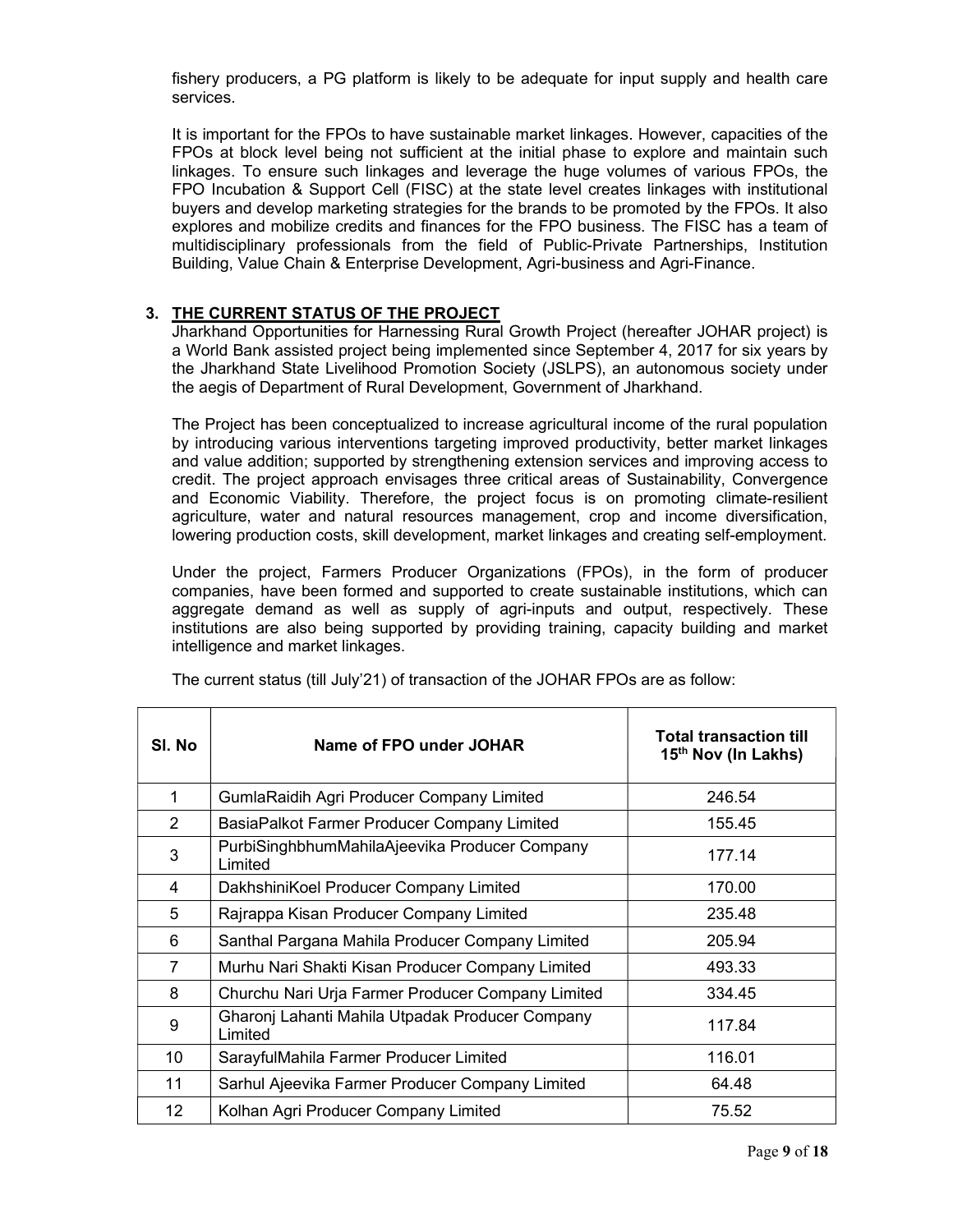fishery producers, a PG platform is likely to be adequate for input supply and health care services.

It is important for the FPOs to have sustainable market linkages. However, capacities of the FPOs at block level being not sufficient at the initial phase to explore and maintain such linkages. To ensure such linkages and leverage the huge volumes of various FPOs, the FPO Incubation & Support Cell (FISC) at the state level creates linkages with institutional buyers and develop marketing strategies for the brands to be promoted by the FPOs. It also explores and mobilize credits and finances for the FPO business. The FISC has a team of multidisciplinary professionals from the field of Public-Private Partnerships, Institution Building, Value Chain & Enterprise Development, Agri-business and Agri-Finance.

## 3. THE CURRENT STATUS OF THE PROJECT

Jharkhand Opportunities for Harnessing Rural Growth Project (hereafter JOHAR project) is a World Bank assisted project being implemented since September 4, 2017 for six years by the Jharkhand State Livelihood Promotion Society (JSLPS), an autonomous society under the aegis of Department of Rural Development, Government of Jharkhand.

The Project has been conceptualized to increase agricultural income of the rural population by introducing various interventions targeting improved productivity, better market linkages and value addition; supported by strengthening extension services and improving access to credit. The project approach envisages three critical areas of Sustainability, Convergence and Economic Viability. Therefore, the project focus is on promoting climate-resilient agriculture, water and natural resources management, crop and income diversification, lowering production costs, skill development, market linkages and creating self-employment.

Under the project, Farmers Producer Organizations (FPOs), in the form of producer companies, have been formed and supported to create sustainable institutions, which can aggregate demand as well as supply of agri-inputs and output, respectively. These institutions are also being supported by providing training, capacity building and market intelligence and market linkages.

The current status (till July'21) of transaction of the JOHAR FPOs are as follow:

| Sl. No | Name of FPO under JOHAR | Total transaction till 15th Nov (In Lakhs) |
|---|---|---|
| 1 | GumlaRaidih Agri Producer Company Limited | 246.54 |
| 2 | BasiaPalkot Farmer Producer Company Limited | 155.45 |
| 3 | PurbiSinghbhumMahilaAjeevika Producer Company Limited | 177.14 |
| 4 | DakhshiniKoel Producer Company Limited | 170.00 |
| 5 | Rajrappa Kisan Producer Company Limited | 235.48 |
| 6 | Santhal Pargana Mahila Producer Company Limited | 205.94 |
| 7 | Murhu Nari Shakti Kisan Producer Company Limited | 493.33 |
| 8 | Churchu Nari Urja Farmer Producer Company Limited | 334.45 |
| 9 | Gharonj Lahanti Mahila Utpadak Producer Company Limited | 117.84 |
| 10 | SarayfulMahila Farmer Producer Limited | 116.01 |
| 11 | Sarhul Ajeevika Farmer Producer Company Limited | 64.48 |
| 12 | Kolhan Agri Producer Company Limited | 75.52 |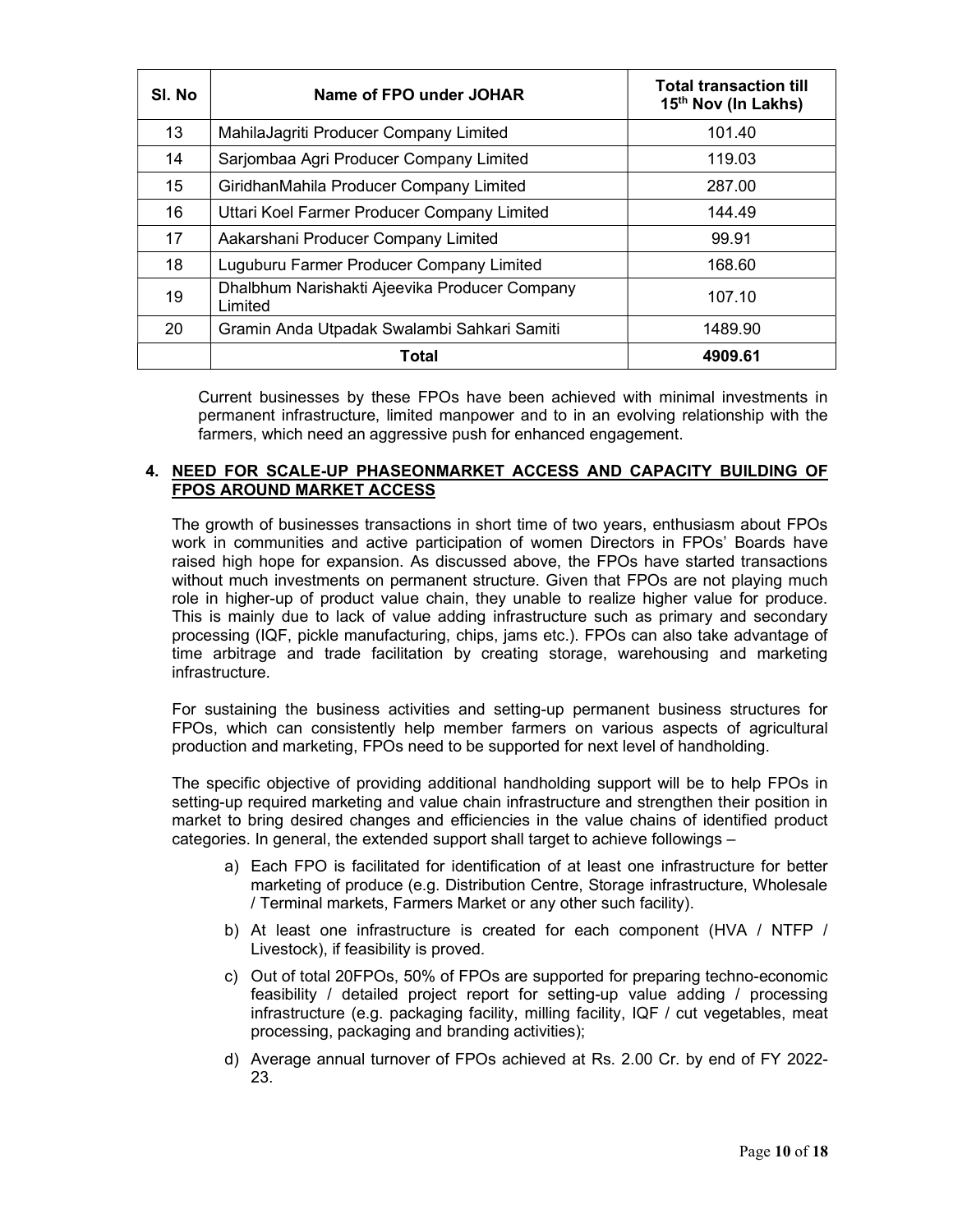| Sl. No | Name of FPO under JOHAR | Total transaction till 15th Nov (In Lakhs) |
|---|---|---|
| 13 | MahilaJagriti Producer Company Limited | 101.40 |
| 14 | Sarjombaa Agri Producer Company Limited | 119.03 |
| 15 | GiridhanMahila Producer Company Limited | 287.00 |
| 16 | Uttari Koel Farmer Producer Company Limited | 144.49 |
| 17 | Aakarshani Producer Company Limited | 99.91 |
| 18 | Luguburu Farmer Producer Company Limited | 168.60 |
| 19 | Dhalbhum Narishakti Ajeevika Producer Company Limited | 107.10 |
| 20 | Gramin Anda Utpadak Swalambi Sahkari Samiti | 1489.90 |
| | **Total** | **4909.61** |

Current businesses by these FPOs have been achieved with minimal investments in permanent infrastructure, limited manpower and to in an evolving relationship with the farmers, which need an aggressive push for enhanced engagement.

## 4. NEED FOR SCALE-UP PHASEONMARKET ACCESS AND CAPACITY BUILDING OF FPOS AROUND MARKET ACCESS

The growth of businesses transactions in short time of two years, enthusiasm about FPOs work in communities and active participation of women Directors in FPOs' Boards have raised high hope for expansion. As discussed above, the FPOs have started transactions without much investments on permanent structure. Given that FPOs are not playing much role in higher-up of product value chain, they unable to realize higher value for produce. This is mainly due to lack of value adding infrastructure such as primary and secondary processing (IQF, pickle manufacturing, chips, jams etc.). FPOs can also take advantage of time arbitrage and trade facilitation by creating storage, warehousing and marketing infrastructure.

For sustaining the business activities and setting-up permanent business structures for FPOs, which can consistently help member farmers on various aspects of agricultural production and marketing, FPOs need to be supported for next level of handholding.

The specific objective of providing additional handholding support will be to help FPOs in setting-up required marketing and value chain infrastructure and strengthen their position in market to bring desired changes and efficiencies in the value chains of identified product categories. In general, the extended support shall target to achieve followings –

a) Each FPO is facilitated for identification of at least one infrastructure for better marketing of produce (e.g. Distribution Centre, Storage infrastructure, Wholesale / Terminal markets, Farmers Market or any other such facility).

b) At least one infrastructure is created for each component (HVA / NTFP / Livestock), if feasibility is proved.

c) Out of total 20FPOs, 50% of FPOs are supported for preparing techno-economic feasibility / detailed project report for setting-up value adding / processing infrastructure (e.g. packaging facility, milling facility, IQF / cut vegetables, meat processing, packaging and branding activities);

d) Average annual turnover of FPOs achieved at Rs. 2.00 Cr. by end of FY 2022-23.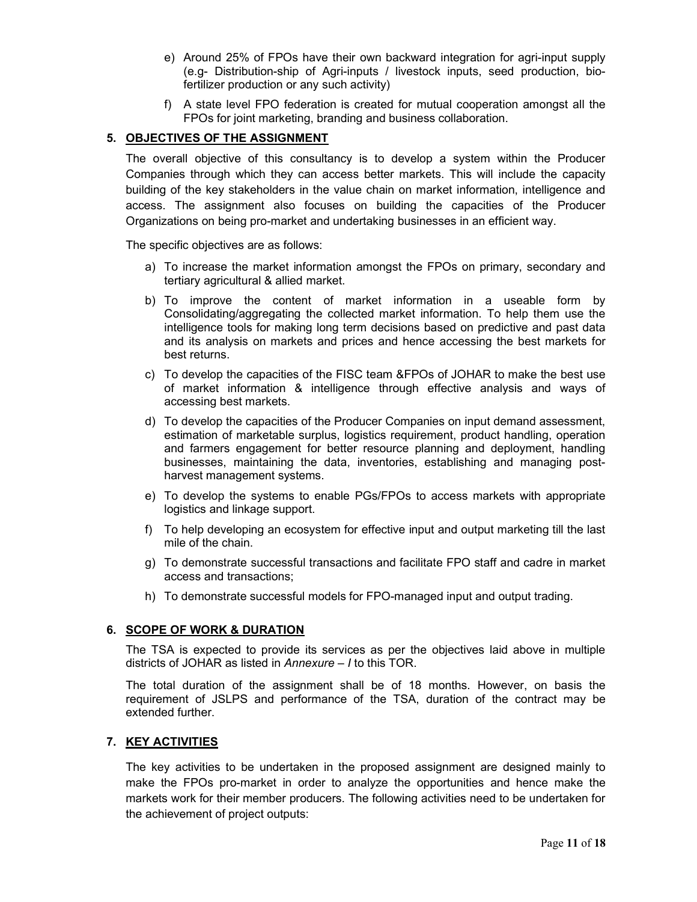e) Around 25% of FPOs have their own backward integration for agri-input supply (e.g- Distribution-ship of Agri-inputs / livestock inputs, seed production, bio-fertilizer production or any such activity)

f) A state level FPO federation is created for mutual cooperation amongst all the FPOs for joint marketing, branding and business collaboration.

## 5. OBJECTIVES OF THE ASSIGNMENT

The overall objective of this consultancy is to develop a system within the Producer Companies through which they can access better markets. This will include the capacity building of the key stakeholders in the value chain on market information, intelligence and access. The assignment also focuses on building the capacities of the Producer Organizations on being pro-market and undertaking businesses in an efficient way.

The specific objectives are as follows:

a) To increase the market information amongst the FPOs on primary, secondary and tertiary agricultural & allied market.

b) To improve the content of market information in a useable form by Consolidating/aggregating the collected market information. To help them use the intelligence tools for making long term decisions based on predictive and past data and its analysis on markets and prices and hence accessing the best markets for best returns.

c) To develop the capacities of the FISC team &FPOs of JOHAR to make the best use of market information & intelligence through effective analysis and ways of accessing best markets.

d) To develop the capacities of the Producer Companies on input demand assessment, estimation of marketable surplus, logistics requirement, product handling, operation and farmers engagement for better resource planning and deployment, handling businesses, maintaining the data, inventories, establishing and managing post-harvest management systems.

e) To develop the systems to enable PGs/FPOs to access markets with appropriate logistics and linkage support.

f) To help developing an ecosystem for effective input and output marketing till the last mile of the chain.

g) To demonstrate successful transactions and facilitate FPO staff and cadre in market access and transactions;

h) To demonstrate successful models for FPO-managed input and output trading.

## 6. SCOPE OF WORK & DURATION

The TSA is expected to provide its services as per the objectives laid above in multiple districts of JOHAR as listed in *Annexure – I* to this TOR.

The total duration of the assignment shall be of 18 months. However, on basis the requirement of JSLPS and performance of the TSA, duration of the contract may be extended further.

## 7. KEY ACTIVITIES

The key activities to be undertaken in the proposed assignment are designed mainly to make the FPOs pro-market in order to analyze the opportunities and hence make the markets work for their member producers. The following activities need to be undertaken for the achievement of project outputs: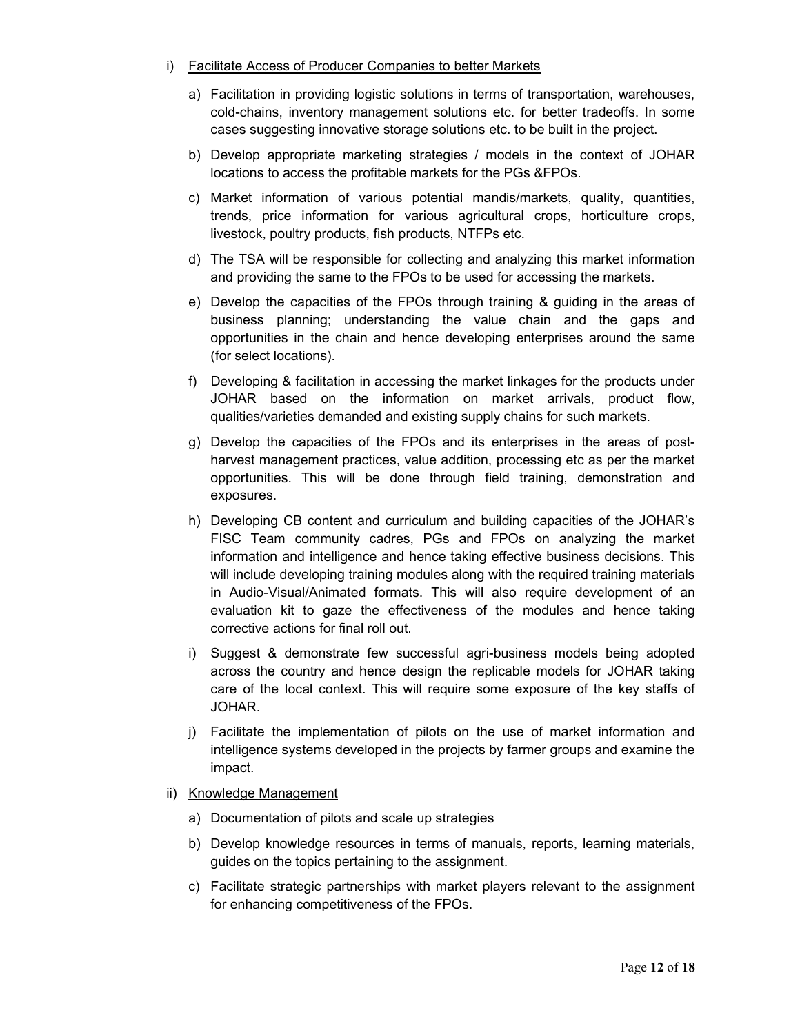i) <u>Facilitate Access of Producer Companies to better Markets</u>

a) Facilitation in providing logistic solutions in terms of transportation, warehouses, cold-chains, inventory management solutions etc. for better tradeoffs. In some cases suggesting innovative storage solutions etc. to be built in the project.

b) Develop appropriate marketing strategies / models in the context of JOHAR locations to access the profitable markets for the PGs &FPOs.

c) Market information of various potential mandis/markets, quality, quantities, trends, price information for various agricultural crops, horticulture crops, livestock, poultry products, fish products, NTFPs etc.

d) The TSA will be responsible for collecting and analyzing this market information and providing the same to the FPOs to be used for accessing the markets.

e) Develop the capacities of the FPOs through training & guiding in the areas of business planning; understanding the value chain and the gaps and opportunities in the chain and hence developing enterprises around the same (for select locations).

f) Developing & facilitation in accessing the market linkages for the products under JOHAR based on the information on market arrivals, product flow, qualities/varieties demanded and existing supply chains for such markets.

g) Develop the capacities of the FPOs and its enterprises in the areas of post-harvest management practices, value addition, processing etc as per the market opportunities. This will be done through field training, demonstration and exposures.

h) Developing CB content and curriculum and building capacities of the JOHAR's FISC Team community cadres, PGs and FPOs on analyzing the market information and intelligence and hence taking effective business decisions. This will include developing training modules along with the required training materials in Audio-Visual/Animated formats. This will also require development of an evaluation kit to gaze the effectiveness of the modules and hence taking corrective actions for final roll out.

i) Suggest & demonstrate few successful agri-business models being adopted across the country and hence design the replicable models for JOHAR taking care of the local context. This will require some exposure of the key staffs of JOHAR.

j) Facilitate the implementation of pilots on the use of market information and intelligence systems developed in the projects by farmer groups and examine the impact.

ii) <u>Knowledge Management</u>

a) Documentation of pilots and scale up strategies

b) Develop knowledge resources in terms of manuals, reports, learning materials, guides on the topics pertaining to the assignment.

c) Facilitate strategic partnerships with market players relevant to the assignment for enhancing competitiveness of the FPOs.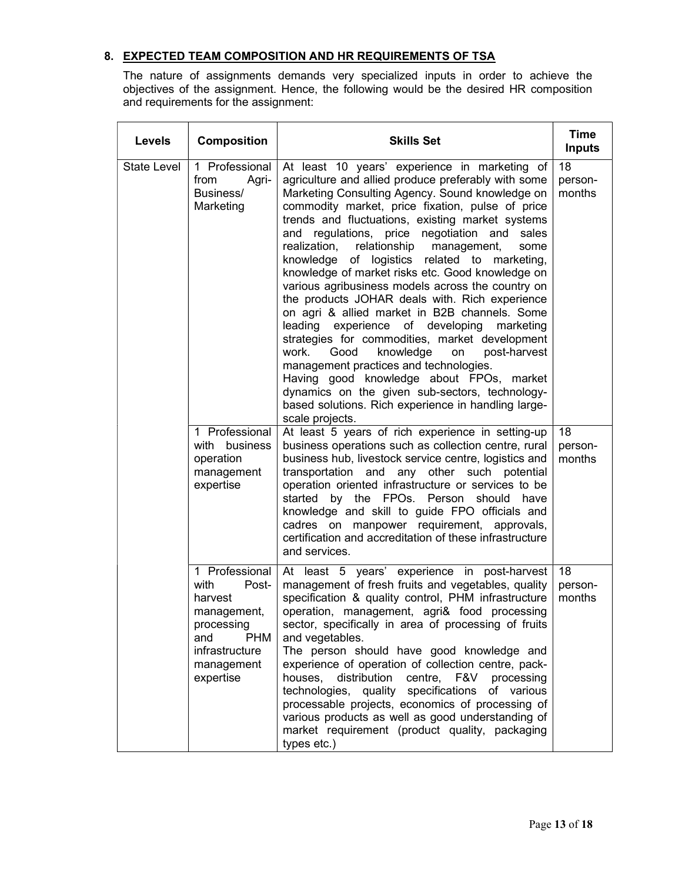## 8. EXPECTED TEAM COMPOSITION AND HR REQUIREMENTS OF TSA

The nature of assignments demands very specialized inputs in order to achieve the objectives of the assignment. Hence, the following would be the desired HR composition and requirements for the assignment:

| Levels | Composition | Skills Set | Time Inputs |
|---|---|---|---|
| State Level | 1 Professional from Agri-Business/ Marketing | At least 10 years' experience in marketing of agriculture and allied produce preferably with some Marketing Consulting Agency. Sound knowledge on commodity market, price fixation, pulse of price trends and fluctuations, existing market systems and regulations, price negotiation and sales realization, relationship management, some knowledge of logistics related to marketing, knowledge of market risks etc. Good knowledge on various agribusiness models across the country on the products JOHAR deals with. Rich experience on agri & allied market in B2B channels. Some leading experience of developing marketing strategies for commodities, market development work. Good knowledge on post-harvest management practices and technologies.<br>Having good knowledge about FPOs, market dynamics on the given sub-sectors, technology-based solutions. Rich experience in handling large-scale projects. | 18 person-months |
| | 1 Professional with business operation management expertise | At least 5 years of rich experience in setting-up business operations such as collection centre, rural business hub, livestock service centre, logistics and transportation and any other such potential operation oriented infrastructure or services to be started by the FPOs. Person should have knowledge and skill to guide FPO officials and cadres on manpower requirement, approvals, certification and accreditation of these infrastructure and services. | 18 person-months |
| | 1 Professional with Post-harvest management, processing and PHM infrastructure management expertise | At least 5 years' experience in post-harvest management of fresh fruits and vegetables, quality specification & quality control, PHM infrastructure operation, management, agri& food processing sector, specifically in area of processing of fruits and vegetables.<br>The person should have good knowledge and experience of operation of collection centre, pack-houses, distribution centre, F&V processing technologies, quality specifications of various processable projects, economics of processing of various products as well as good understanding of market requirement (product quality, packaging types etc.) | 18 person-months |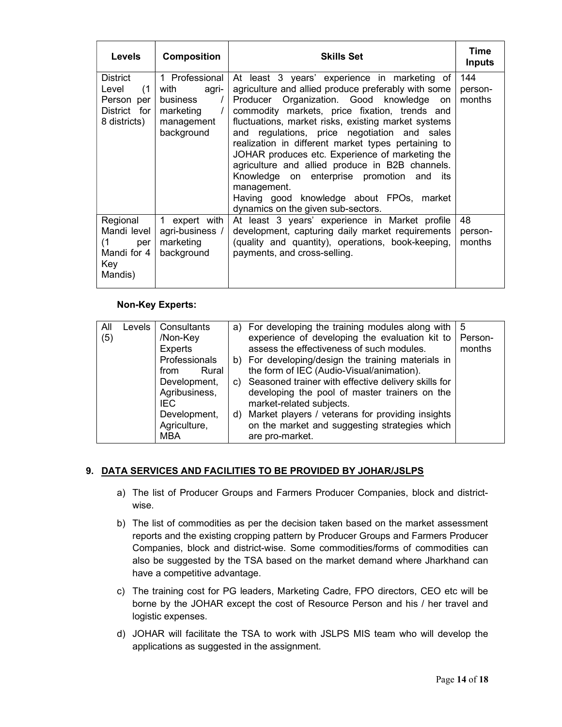| Levels | Composition | Skills Set | Time Inputs |
| --- | --- | --- | --- |
| District Level (1 Person per District for 8 districts) | 1 Professional with agri-business / marketing / management background | At least 3 years' experience in marketing of agriculture and allied produce preferably with some Producer Organization. Good knowledge on commodity markets, price fixation, trends and fluctuations, market risks, existing market systems and regulations, price negotiation and sales realization in different market types pertaining to JOHAR produces etc. Experience of marketing the agriculture and allied produce in B2B channels. Knowledge on enterprise promotion and its management.<br>Having good knowledge about FPOs, market dynamics on the given sub-sectors. | 144 person-months |
| Regional Mandi level (1 per Mandi for 4 Key Mandis) | 1 expert with agri-business / marketing background | At least 3 years' experience in Market profile development, capturing daily market requirements (quality and quantity), operations, book-keeping, payments, and cross-selling. | 48 person-months |

**Non-Key Experts:**

| All Levels (5) | Consultants /Non-Key Experts Professionals from Rural Development, Agribusiness, IEC Development, Agriculture, MBA | a) For developing the training modules along with experience of developing the evaluation kit to assess the effectiveness of such modules.<br>b) For developing/design the training materials in the form of IEC (Audio-Visual/animation).<br>c) Seasoned trainer with effective delivery skills for developing the pool of master trainers on the market-related subjects.<br>d) Market players / veterans for providing insights on the market and suggesting strategies which are pro-market. | 5 Person-months |
| --- | --- | --- | --- |

## 9. DATA SERVICES AND FACILITIES TO BE PROVIDED BY JOHAR/JSLPS

a) The list of Producer Groups and Farmers Producer Companies, block and district-wise.

b) The list of commodities as per the decision taken based on the market assessment reports and the existing cropping pattern by Producer Groups and Farmers Producer Companies, block and district-wise. Some commodities/forms of commodities can also be suggested by the TSA based on the market demand where Jharkhand can have a competitive advantage.

c) The training cost for PG leaders, Marketing Cadre, FPO directors, CEO etc will be borne by the JOHAR except the cost of Resource Person and his / her travel and logistic expenses.

d) JOHAR will facilitate the TSA to work with JSLPS MIS team who will develop the applications as suggested in the assignment.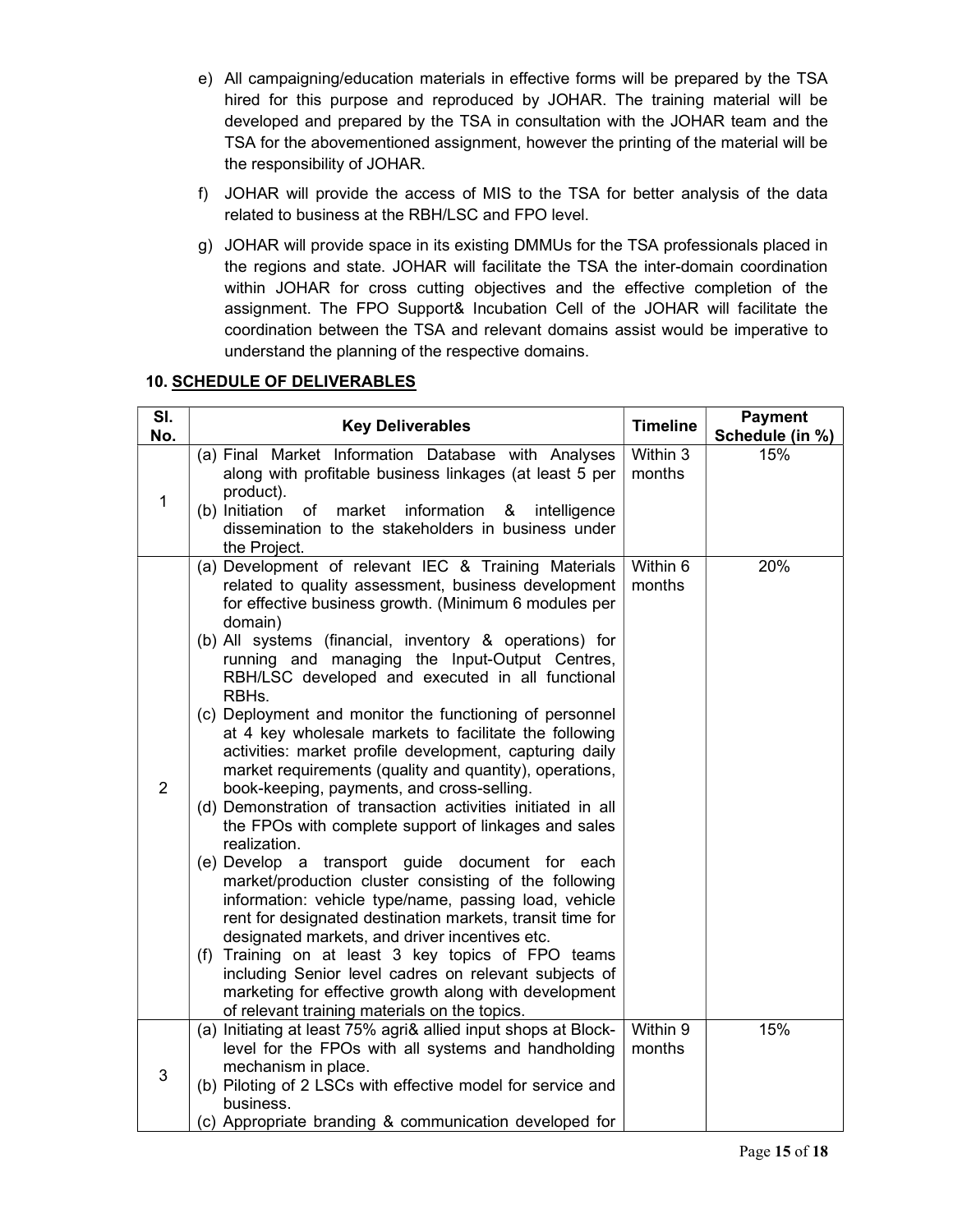e) All campaigning/education materials in effective forms will be prepared by the TSA hired for this purpose and reproduced by JOHAR. The training material will be developed and prepared by the TSA in consultation with the JOHAR team and the TSA for the abovementioned assignment, however the printing of the material will be the responsibility of JOHAR.

f) JOHAR will provide the access of MIS to the TSA for better analysis of the data related to business at the RBH/LSC and FPO level.

g) JOHAR will provide space in its existing DMMUs for the TSA professionals placed in the regions and state. JOHAR will facilitate the TSA the inter-domain coordination within JOHAR for cross cutting objectives and the effective completion of the assignment. The FPO Support& Incubation Cell of the JOHAR will facilitate the coordination between the TSA and relevant domains assist would be imperative to understand the planning of the respective domains.

## 10. SCHEDULE OF DELIVERABLES

| Sl. No. | Key Deliverables | Timeline | Payment Schedule (in %) |
|---|---|---|---|
| 1 | (a) Final Market Information Database with Analyses along with profitable business linkages (at least 5 per product).<br>(b) Initiation of market information & intelligence dissemination to the stakeholders in business under the Project. | Within 3 months | 15% |
| 2 | (a) Development of relevant IEC & Training Materials related to quality assessment, business development for effective business growth. (Minimum 6 modules per domain)<br>(b) All systems (financial, inventory & operations) for running and managing the Input-Output Centres, RBH/LSC developed and executed in all functional RBHs.<br>(c) Deployment and monitor the functioning of personnel at 4 key wholesale markets to facilitate the following activities: market profile development, capturing daily market requirements (quality and quantity), operations, book-keeping, payments, and cross-selling.<br>(d) Demonstration of transaction activities initiated in all the FPOs with complete support of linkages and sales realization.<br>(e) Develop a transport guide document for each market/production cluster consisting of the following information: vehicle type/name, passing load, vehicle rent for designated destination markets, transit time for designated markets, and driver incentives etc.<br>(f) Training on at least 3 key topics of FPO teams including Senior level cadres on relevant subjects of marketing for effective growth along with development of relevant training materials on the topics. | Within 6 months | 20% |
| 3 | (a) Initiating at least 75% agri& allied input shops at Block-level for the FPOs with all systems and handholding mechanism in place.<br>(b) Piloting of 2 LSCs with effective model for service and business.<br>(c) Appropriate branding & communication developed for | Within 9 months | 15% |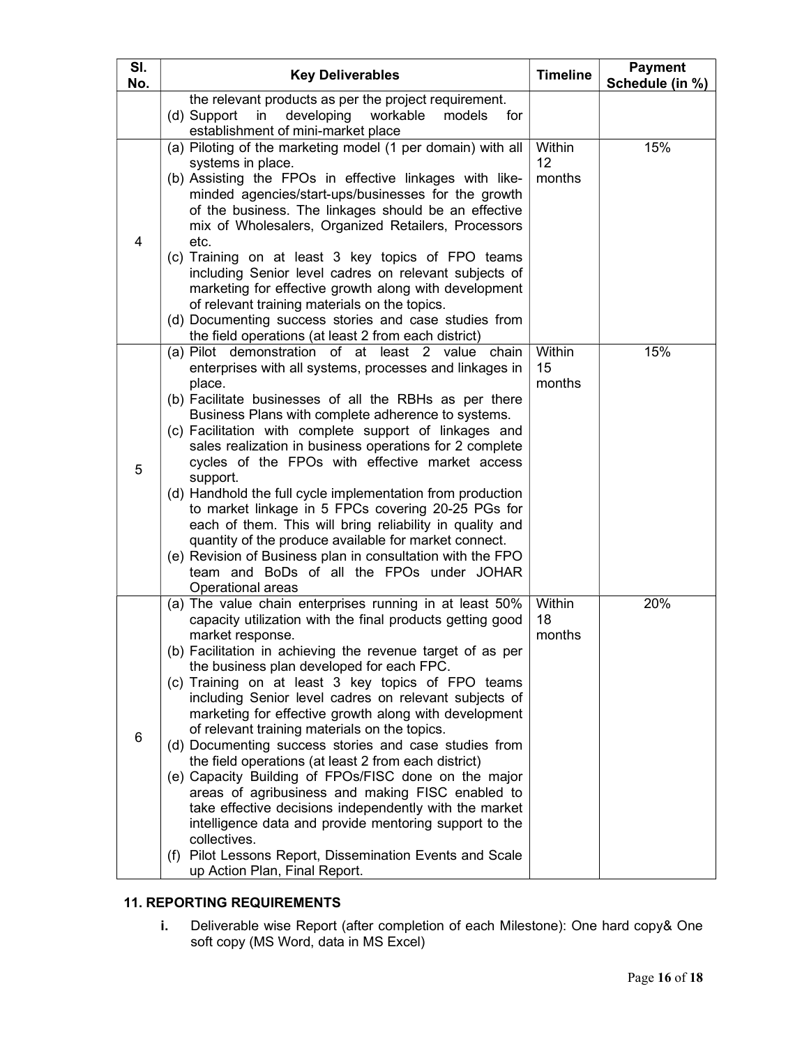| Sl. No. | Key Deliverables | Timeline | Payment Schedule (in %) |
|---|---|---|---|
| | the relevant products as per the project requirement.<br>(d) Support in developing workable models for establishment of mini-market place | | |
| 4 | (a) Piloting of the marketing model (1 per domain) with all systems in place.<br>(b) Assisting the FPOs in effective linkages with like-minded agencies/start-ups/businesses for the growth of the business. The linkages should be an effective mix of Wholesalers, Organized Retailers, Processors etc.<br>(c) Training on at least 3 key topics of FPO teams including Senior level cadres on relevant subjects of marketing for effective growth along with development of relevant training materials on the topics.<br>(d) Documenting success stories and case studies from the field operations (at least 2 from each district) | Within 12 months | 15% |
| 5 | (a) Pilot demonstration of at least 2 value chain enterprises with all systems, processes and linkages in place.<br>(b) Facilitate businesses of all the RBHs as per there Business Plans with complete adherence to systems.<br>(c) Facilitation with complete support of linkages and sales realization in business operations for 2 complete cycles of the FPOs with effective market access support.<br>(d) Handhold the full cycle implementation from production to market linkage in 5 FPCs covering 20-25 PGs for each of them. This will bring reliability in quality and quantity of the produce available for market connect.<br>(e) Revision of Business plan in consultation with the FPO team and BoDs of all the FPOs under JOHAR Operational areas | Within 15 months | 15% |
| 6 | (a) The value chain enterprises running in at least 50% capacity utilization with the final products getting good market response.<br>(b) Facilitation in achieving the revenue target of as per the business plan developed for each FPC.<br>(c) Training on at least 3 key topics of FPO teams including Senior level cadres on relevant subjects of marketing for effective growth along with development of relevant training materials on the topics.<br>(d) Documenting success stories and case studies from the field operations (at least 2 from each district)<br>(e) Capacity Building of FPOs/FISC done on the major areas of agribusiness and making FISC enabled to take effective decisions independently with the market intelligence data and provide mentoring support to the collectives.<br>(f) Pilot Lessons Report, Dissemination Events and Scale up Action Plan, Final Report. | Within 18 months | 20% |

## 11. REPORTING REQUIREMENTS

i. Deliverable wise Report (after completion of each Milestone): One hard copy& One soft copy (MS Word, data in MS Excel)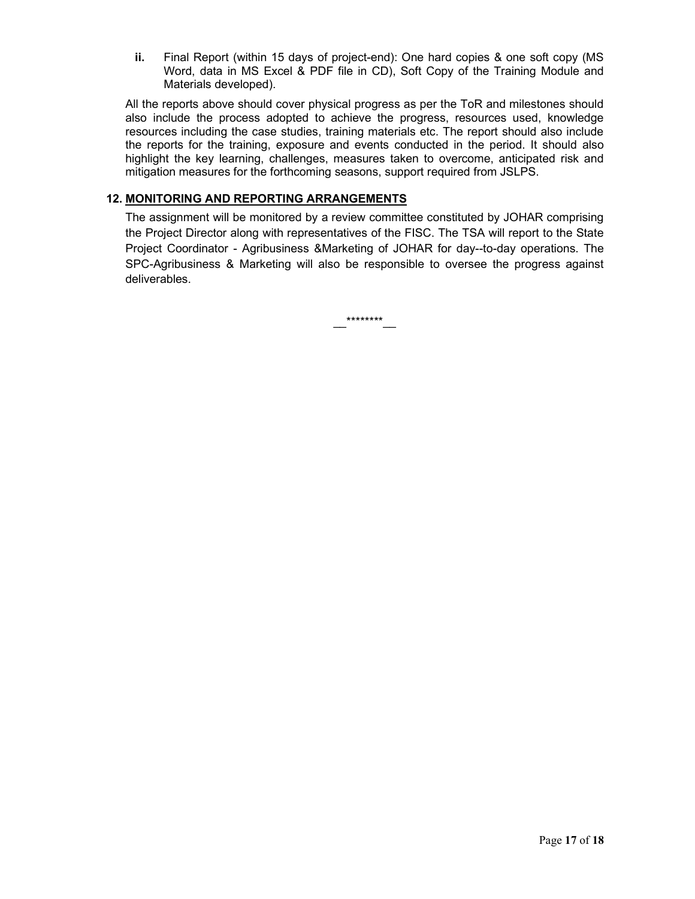ii. Final Report (within 15 days of project-end): One hard copies & one soft copy (MS Word, data in MS Excel & PDF file in CD), Soft Copy of the Training Module and Materials developed).

All the reports above should cover physical progress as per the ToR and milestones should also include the process adopted to achieve the progress, resources used, knowledge resources including the case studies, training materials etc. The report should also include the reports for the training, exposure and events conducted in the period. It should also highlight the key learning, challenges, measures taken to overcome, anticipated risk and mitigation measures for the forthcoming seasons, support required from JSLPS.

## 12. MONITORING AND REPORTING ARRANGEMENTS

The assignment will be monitored by a review committee constituted by JOHAR comprising the Project Director along with representatives of the FISC. The TSA will report to the State Project Coordinator - Agribusiness &Marketing of JOHAR for day--to-day operations. The SPC-Agribusiness & Marketing will also be responsible to oversee the progress against deliverables.

__********__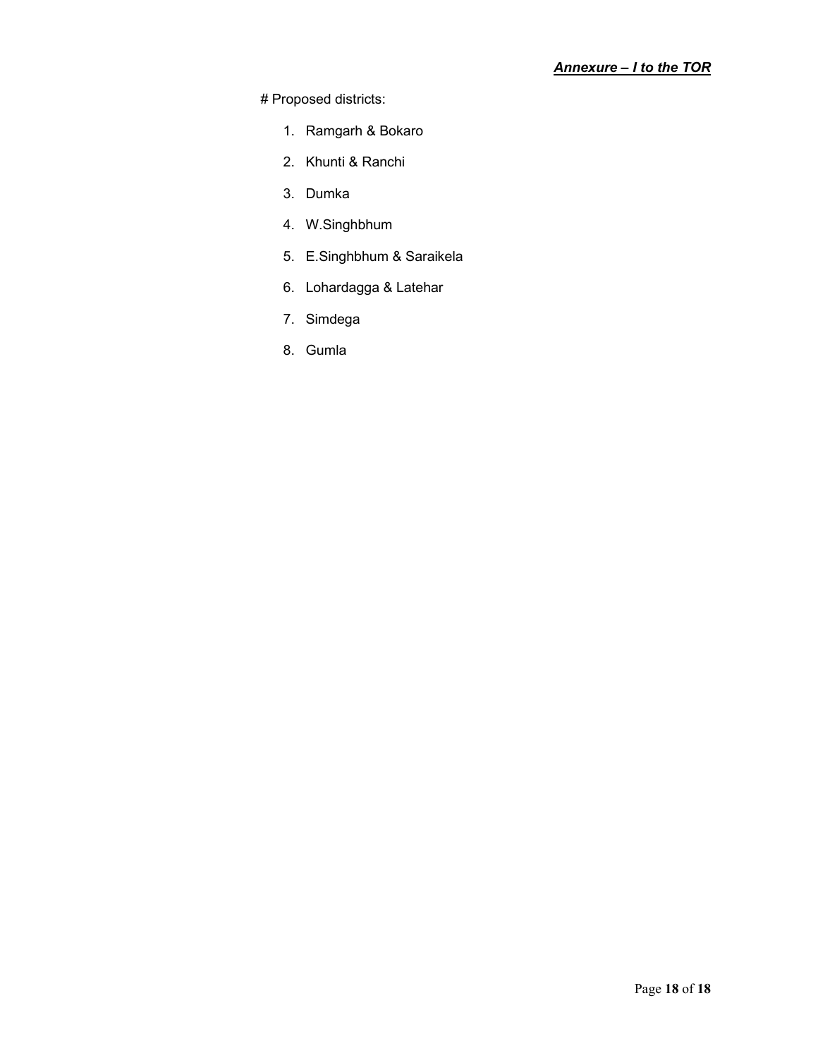***Annexure – I to the TOR***

# Proposed districts:

1. Ramgarh & Bokaro
2. Khunti & Ranchi
3. Dumka
4. W.Singhbhum
5. E.Singhbhum & Saraikela
6. Lohardagga & Latehar
7. Simdega
8. Gumla